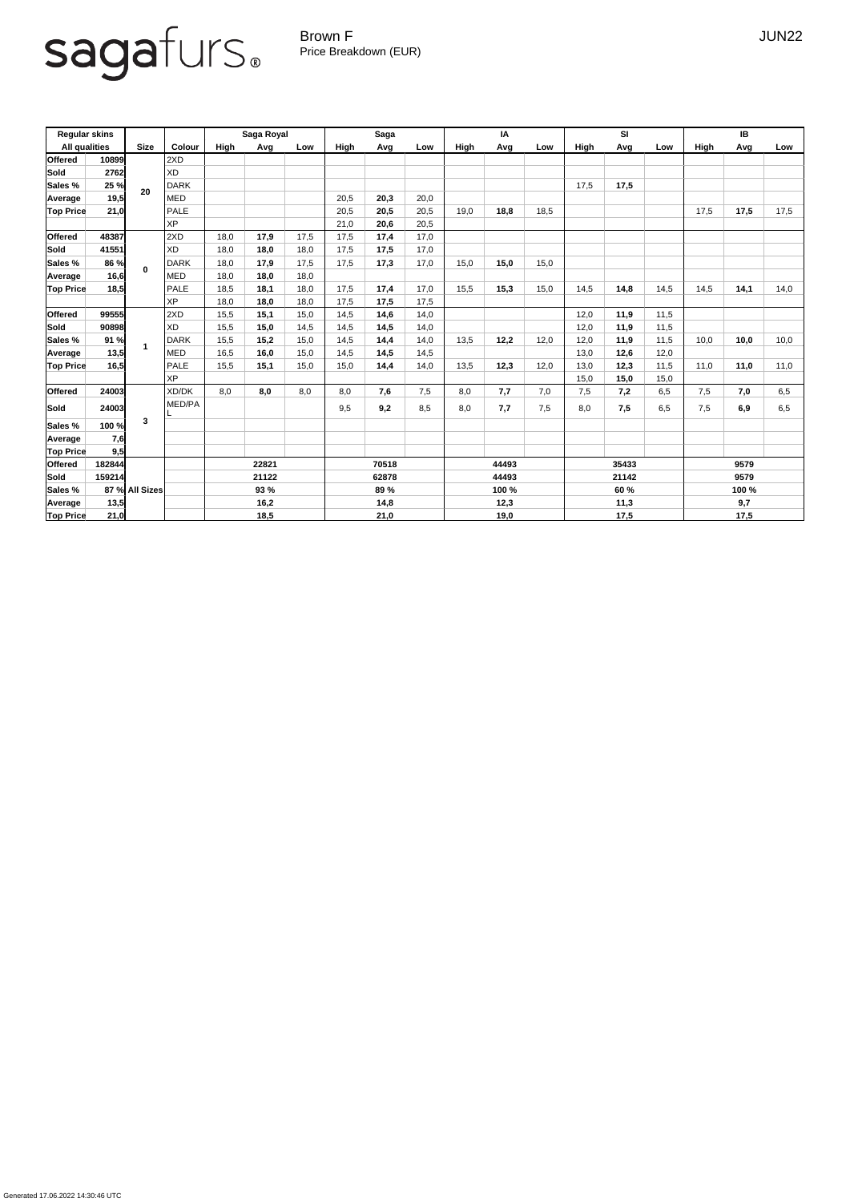sagafurs®

Brown F
Price Breakdown (EUR)

JUN22

| Regular skins | | Size | Colour | Saga Royal | | | Saga | | | IA | | | SI | | | IB | | |
|---|---|---|---|---|---|---|---|---|---|---|---|---|---|---|---|---|---|---|
| All qualities | | | | High | Avg | Low | High | Avg | Low | High | Avg | Low | High | Avg | Low | High | Avg | Low |
| Offered | 10899 | 20 | 2XD | | | | | | | | | | | | | | | |
| Sold | 2762 | | XD | | | | | | | | | | | | | | | |
| Sales % | 25 % | | DARK | | | | | | | | | | 17,5 | **17,5** | | | | |
| Average | 19,5 | | MED | | | | 20,5 | **20,3** | 20,0 | | | | | | | | | |
| Top Price | 21,0 | | PALE | | | | 20,5 | **20,5** | 20,5 | 19,0 | **18,8** | 18,5 | | | | 17,5 | **17,5** | 17,5 |
| | | | XP | | | | 21,0 | **20,6** | 20,5 | | | | | | | | | |
| Offered | 48387 | 0 | 2XD | 18,0 | **17,9** | 17,5 | 17,5 | **17,4** | 17,0 | | | | | | | | | |
| Sold | 41551 | | XD | 18,0 | **18,0** | 18,0 | 17,5 | **17,5** | 17,0 | | | | | | | | | |
| Sales % | 86 % | | DARK | 18,0 | **17,9** | 17,5 | 17,5 | **17,3** | 17,0 | 15,0 | **15,0** | 15,0 | | | | | | |
| Average | 16,6 | | MED | 18,0 | **18,0** | 18,0 | | | | | | | | | | | | |
| Top Price | 18,5 | | PALE | 18,5 | **18,1** | 18,0 | 17,5 | **17,4** | 17,0 | 15,5 | **15,3** | 15,0 | 14,5 | **14,8** | 14,5 | 14,5 | **14,1** | 14,0 |
| | | | XP | 18,0 | **18,0** | 18,0 | 17,5 | **17,5** | 17,5 | | | | | | | | | |
| Offered | 99555 | 1 | 2XD | 15,5 | **15,1** | 15,0 | 14,5 | **14,6** | 14,0 | | | | 12,0 | **11,9** | 11,5 | | | |
| Sold | 90898 | | XD | 15,5 | **15,0** | 14,5 | 14,5 | **14,5** | 14,0 | | | | 12,0 | **11,9** | 11,5 | | | |
| Sales % | 91 % | | DARK | 15,5 | **15,2** | 15,0 | 14,5 | **14,4** | 14,0 | 13,5 | **12,2** | 12,0 | 12,0 | **11,9** | 11,5 | 10,0 | **10,0** | 10,0 |
| Average | 13,5 | | MED | 16,5 | **16,0** | 15,0 | 14,5 | **14,5** | 14,5 | | | | 13,0 | **12,6** | 12,0 | | | |
| Top Price | 16,5 | | PALE | 15,5 | **15,1** | 15,0 | 15,0 | **14,4** | 14,0 | 13,5 | **12,3** | 12,0 | 13,0 | **12,3** | 11,5 | 11,0 | **11,0** | 11,0 |
| | | | XP | | | | | | | | | | 15,0 | **15,0** | 15,0 | | | |
| Offered | 24003 | 3 | XD/DK | 8,0 | **8,0** | 8,0 | 8,0 | **7,6** | 7,5 | 8,0 | **7,7** | 7,0 | 7,5 | **7,2** | 6,5 | 7,5 | **7,0** | 6,5 |
| Sold | 24003 | | MED/PAL | | | | 9,5 | **9,2** | 8,5 | 8,0 | **7,7** | 7,5 | 8,0 | **7,5** | 6,5 | 7,5 | **6,9** | 6,5 |
| Sales % | 100 % | | | | | | | | | | | | | | | | | |
| Average | 7,6 | | | | | | | | | | | | | | | | | |
| Top Price | 9,5 | | | | | | | | | | | | | | | | | |
| Offered | 182844 | All Sizes | | | **22821** | | | **70518** | | | **44493** | | | **35433** | | | **9579** | |
| Sold | 159214 | | | | **21122** | | | **62878** | | | **44493** | | | **21142** | | | **9579** | |
| Sales % | 87 % | | | | **93 %** | | | **89 %** | | | **100 %** | | | **60 %** | | | **100 %** | |
| Average | 13,5 | | | | **16,2** | | | **14,8** | | | **12,3** | | | **11,3** | | | **9,7** | |
| Top Price | 21,0 | | | | **18,5** | | | **21,0** | | | **19,0** | | | **17,5** | | | **17,5** | |

Generated 17.06.2022 14:30:46 UTC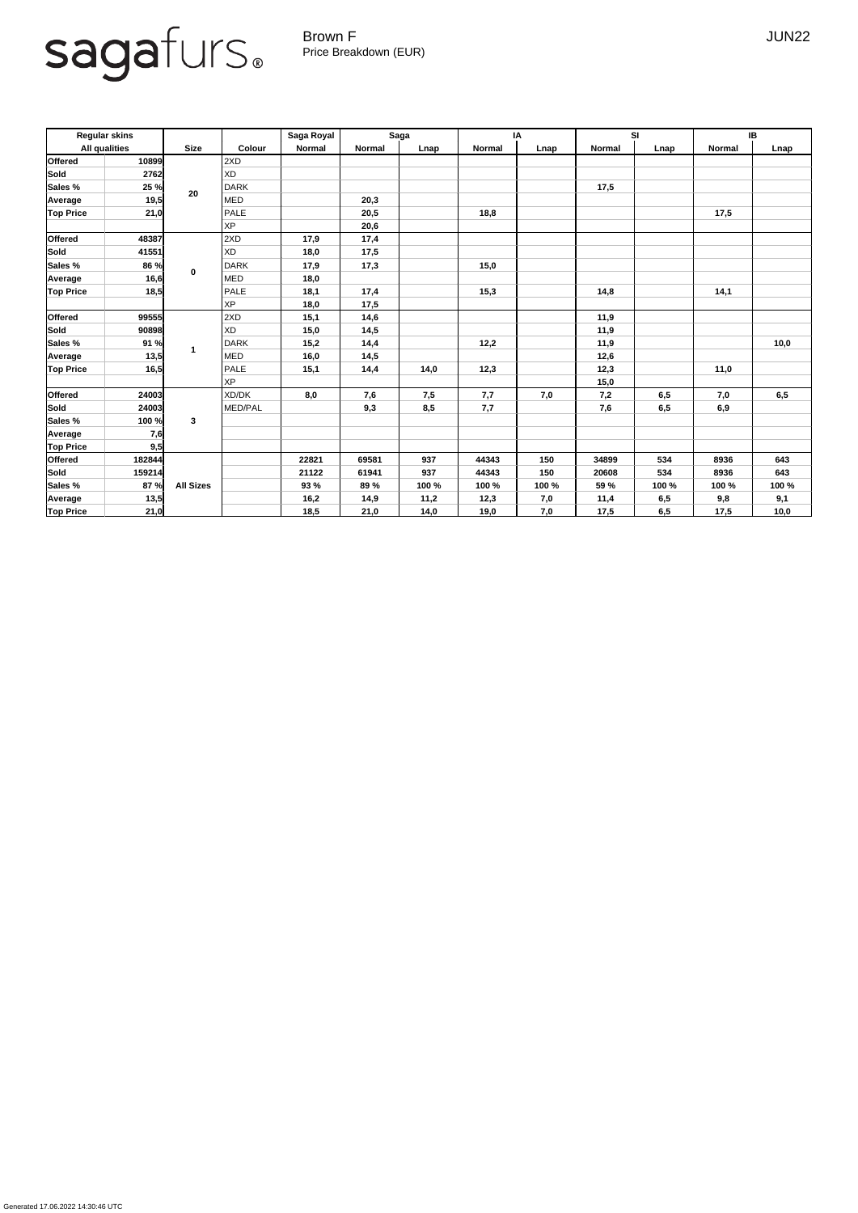# Brown F
Price Breakdown (EUR)

JUN22

| Regular skins | | | | Saga Royal | Saga | | IA | | SI | | IB | |
|---|---|---|---|---|---|---|---|---|---|---|---|---|
| All qualities | | Size | Colour | Normal | Normal | Lnap | Normal | Lnap | Normal | Lnap | Normal | Lnap |
| Offered | 10899 | | 2XD | | | | | | | | | |
| Sold | 2762 | | XD | | | | | | | | | |
| Sales % | 25 % | 20 | DARK | | | | | | 17,5 | | | |
| Average | 19,5 | | MED | | 20,3 | | | | | | | |
| Top Price | 21,0 | | PALE | | 20,5 | | 18,8 | | | | 17,5 | |
| | | | XP | | 20,6 | | | | | | | |
| Offered | 48387 | | 2XD | 17,9 | 17,4 | | | | | | | |
| Sold | 41551 | | XD | 18,0 | 17,5 | | | | | | | |
| Sales % | 86 % | 0 | DARK | 17,9 | 17,3 | | 15,0 | | | | | |
| Average | 16,6 | | MED | 18,0 | | | | | | | | |
| Top Price | 18,5 | | PALE | 18,1 | 17,4 | | 15,3 | | 14,8 | | 14,1 | |
| | | | XP | 18,0 | 17,5 | | | | | | | |
| Offered | 99555 | | 2XD | 15,1 | 14,6 | | | | 11,9 | | | |
| Sold | 90898 | | XD | 15,0 | 14,5 | | | | 11,9 | | | |
| Sales % | 91 % | 1 | DARK | 15,2 | 14,4 | | 12,2 | | 11,9 | | | 10,0 |
| Average | 13,5 | | MED | 16,0 | 14,5 | | | | 12,6 | | | |
| Top Price | 16,5 | | PALE | 15,1 | 14,4 | 14,0 | 12,3 | | 12,3 | | 11,0 | |
| | | | XP | | | | | | 15,0 | | | |
| Offered | 24003 | | XD/DK | 8,0 | 7,6 | 7,5 | 7,7 | 7,0 | 7,2 | 6,5 | 7,0 | 6,5 |
| Sold | 24003 | | MED/PAL | | 9,3 | 8,5 | 7,7 | | 7,6 | 6,5 | 6,9 | |
| Sales % | 100 % | 3 | | | | | | | | | | |
| Average | 7,6 | | | | | | | | | | | |
| Top Price | 9,5 | | | | | | | | | | | |
| Offered | 182844 | | | 22821 | 69581 | 937 | 44343 | 150 | 34899 | 534 | 8936 | 643 |
| Sold | 159214 | | | 21122 | 61941 | 937 | 44343 | 150 | 20608 | 534 | 8936 | 643 |
| Sales % | 87 % | All Sizes | | 93 % | 89 % | 100 % | 100 % | 100 % | 59 % | 100 % | 100 % | 100 % |
| Average | 13,5 | | | 16,2 | 14,9 | 11,2 | 12,3 | 7,0 | 11,4 | 6,5 | 9,8 | 9,1 |
| Top Price | 21,0 | | | 18,5 | 21,0 | 14,0 | 19,0 | 7,0 | 17,5 | 6,5 | 17,5 | 10,0 |

Generated 17.06.2022 14:30:46 UTC